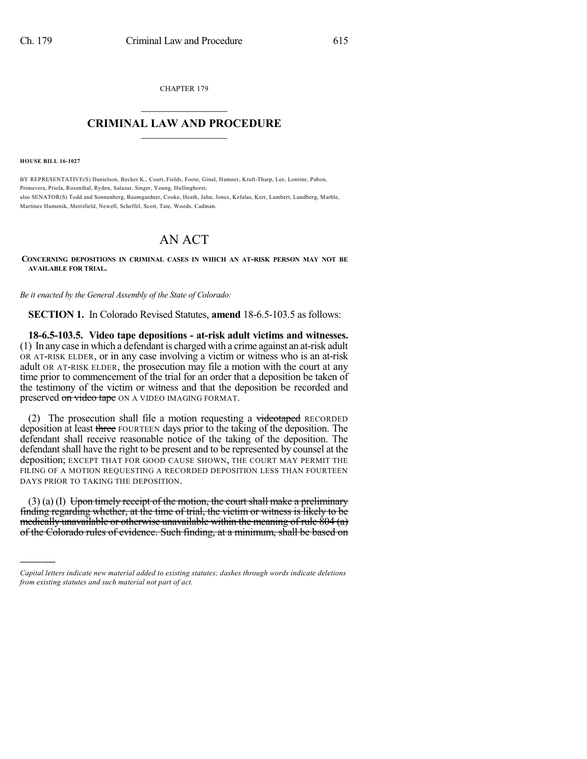CHAPTER 179

# CRIMINAL LAW AND PROCEDURE

**HOUSE BILL 16-1027**

BY REPRESENTATIVE(S) Danielson, Becker K., Court, Fields, Foote, Ginal, Hamner, Kraft-Tharp, Lee, Lontine, Pabon, Primavera, Priola, Rosenthal, Ryden, Salazar, Singer, Young, Hullinghorst;
also SENATOR(S) Todd and Sonnenberg, Baumgardner, Cooke, Heath, Jahn, Jones, Kefalas, Kerr, Lambert, Lundberg, Marble, Martinez Humenik, Merrifield, Newell, Scheffel, Scott, Tate, Woods, Cadman.

# AN ACT

**CONCERNING DEPOSITIONS IN CRIMINAL CASES IN WHICH AN AT-RISK PERSON MAY NOT BE AVAILABLE FOR TRIAL.**

*Be it enacted by the General Assembly of the State of Colorado:*

**SECTION 1.** In Colorado Revised Statutes, **amend** 18-6.5-103.5 as follows:

**18-6.5-103.5. Video tape depositions - at-risk adult victims and witnesses.** (1) In any case in which a defendant is charged with a crime against an at-risk adult OR AT-RISK ELDER, or in any case involving a victim or witness who is an at-risk adult OR AT-RISK ELDER, the prosecution may file a motion with the court at any time prior to commencement of the trial for an order that a deposition be taken of the testimony of the victim or witness and that the deposition be recorded and preserved ~~on video tape~~ ON A VIDEO IMAGING FORMAT.

(2) The prosecution shall file a motion requesting a ~~videotaped~~ RECORDED deposition at least ~~three~~ FOURTEEN days prior to the taking of the deposition. The defendant shall receive reasonable notice of the taking of the deposition. The defendant shall have the right to be present and to be represented by counsel at the deposition; EXCEPT THAT FOR GOOD CAUSE SHOWN, THE COURT MAY PERMIT THE FILING OF A MOTION REQUESTING A RECORDED DEPOSITION LESS THAN FOURTEEN DAYS PRIOR TO TAKING THE DEPOSITION.

(3) (a) (I) ~~Upon timely receipt of the motion, the court shall make a preliminary finding regarding whether, at the time of trial, the victim or witness is likely to be medically unavailable or otherwise unavailable within the meaning of rule 804 (a) of the Colorado rules of evidence. Such finding, at a minimum, shall be based on~~

---

*Capital letters indicate new material added to existing statutes; dashes through words indicate deletions from existing statutes and such material not part of act.*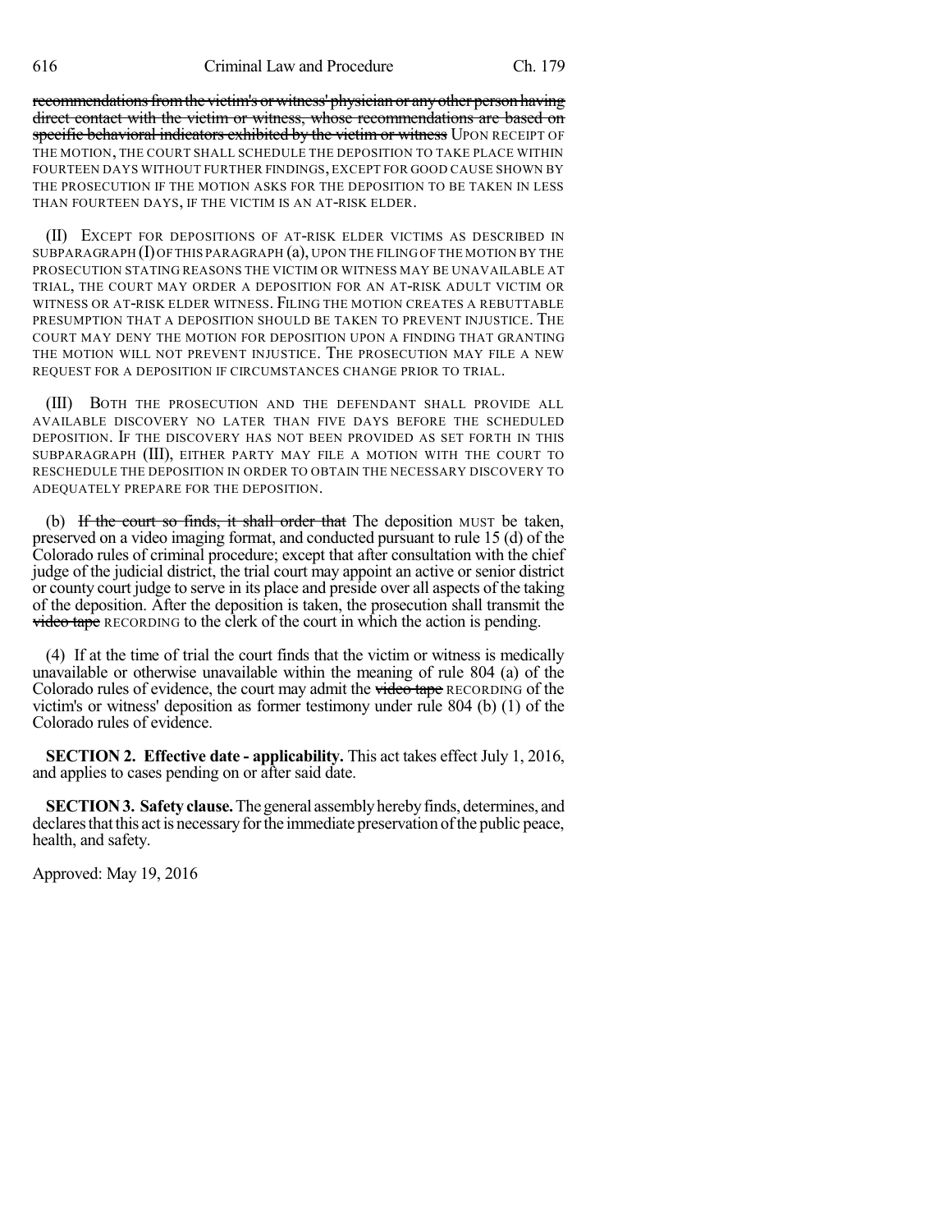~~recommendations from the victim's or witness' physician or any other person having direct contact with the victim or witness, whose recommendations are based on specific behavioral indicators exhibited by the victim or witness~~ UPON RECEIPT OF THE MOTION, THE COURT SHALL SCHEDULE THE DEPOSITION TO TAKE PLACE WITHIN FOURTEEN DAYS WITHOUT FURTHER FINDINGS, EXCEPT FOR GOOD CAUSE SHOWN BY THE PROSECUTION IF THE MOTION ASKS FOR THE DEPOSITION TO BE TAKEN IN LESS THAN FOURTEEN DAYS, IF THE VICTIM IS AN AT-RISK ELDER.

(II) EXCEPT FOR DEPOSITIONS OF AT-RISK ELDER VICTIMS AS DESCRIBED IN SUBPARAGRAPH (I) OF THIS PARAGRAPH (a), UPON THE FILING OF THE MOTION BY THE PROSECUTION STATING REASONS THE VICTIM OR WITNESS MAY BE UNAVAILABLE AT TRIAL, THE COURT MAY ORDER A DEPOSITION FOR AN AT-RISK ADULT VICTIM OR WITNESS OR AT-RISK ELDER WITNESS. FILING THE MOTION CREATES A REBUTTABLE PRESUMPTION THAT A DEPOSITION SHOULD BE TAKEN TO PREVENT INJUSTICE. THE COURT MAY DENY THE MOTION FOR DEPOSITION UPON A FINDING THAT GRANTING THE MOTION WILL NOT PREVENT INJUSTICE. THE PROSECUTION MAY FILE A NEW REQUEST FOR A DEPOSITION IF CIRCUMSTANCES CHANGE PRIOR TO TRIAL.

(III) BOTH THE PROSECUTION AND THE DEFENDANT SHALL PROVIDE ALL AVAILABLE DISCOVERY NO LATER THAN FIVE DAYS BEFORE THE SCHEDULED DEPOSITION. IF THE DISCOVERY HAS NOT BEEN PROVIDED AS SET FORTH IN THIS SUBPARAGRAPH (III), EITHER PARTY MAY FILE A MOTION WITH THE COURT TO RESCHEDULE THE DEPOSITION IN ORDER TO OBTAIN THE NECESSARY DISCOVERY TO ADEQUATELY PREPARE FOR THE DEPOSITION.

(b) ~~If the court so finds, it shall order that~~ The deposition MUST be taken, preserved on a video imaging format, and conducted pursuant to rule 15 (d) of the Colorado rules of criminal procedure; except that after consultation with the chief judge of the judicial district, the trial court may appoint an active or senior district or county court judge to serve in its place and preside over all aspects of the taking of the deposition. After the deposition is taken, the prosecution shall transmit the ~~video tape~~ RECORDING to the clerk of the court in which the action is pending.

(4) If at the time of trial the court finds that the victim or witness is medically unavailable or otherwise unavailable within the meaning of rule 804 (a) of the Colorado rules of evidence, the court may admit the ~~video tape~~ RECORDING of the victim's or witness' deposition as former testimony under rule 804 (b) (1) of the Colorado rules of evidence.

**SECTION 2. Effective date - applicability.** This act takes effect July 1, 2016, and applies to cases pending on or after said date.

**SECTION 3. Safety clause.** The general assembly hereby finds, determines, and declares that this act is necessary for the immediate preservation of the public peace, health, and safety.

Approved: May 19, 2016